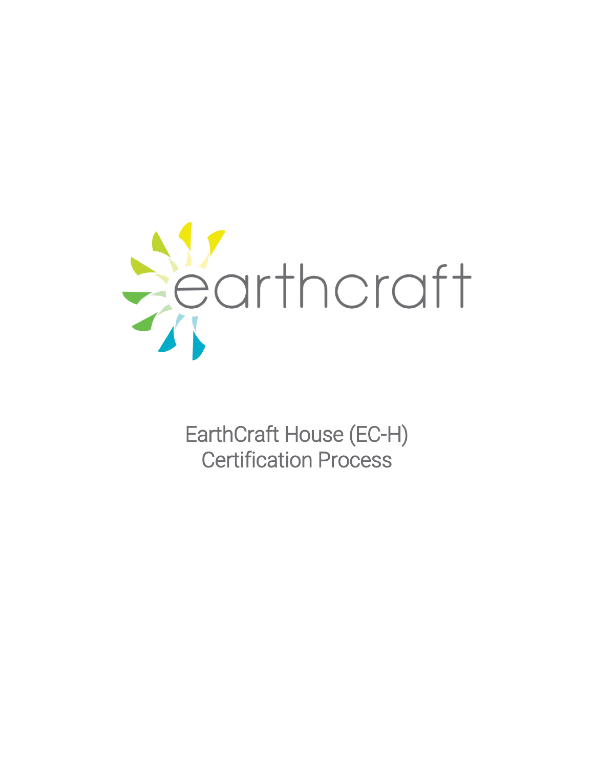earthcraft

# EarthCraft House (EC-H) Certification Process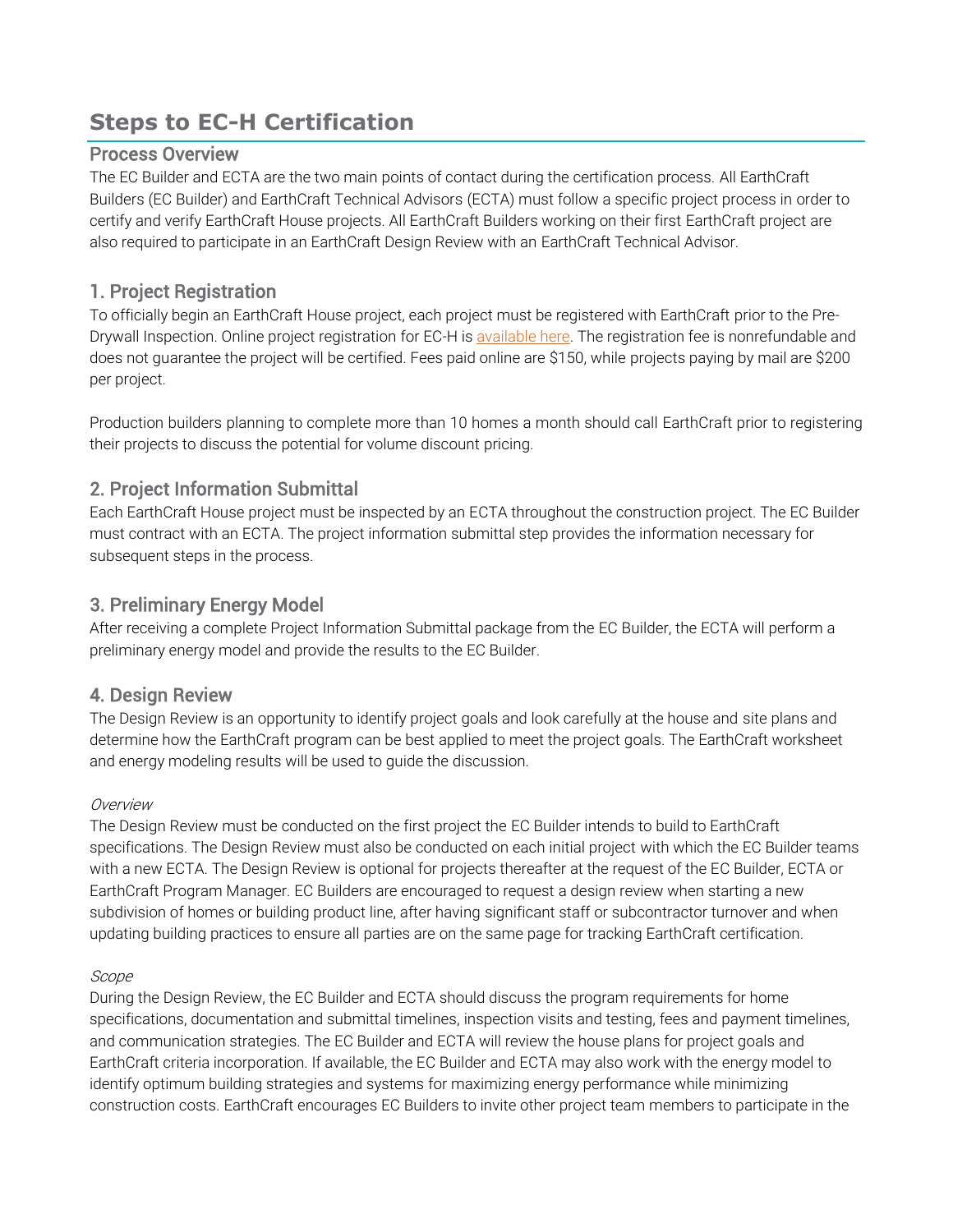# Steps to EC-H Certification

## Process Overview

The EC Builder and ECTA are the two main points of contact during the certification process. All EarthCraft Builders (EC Builder) and EarthCraft Technical Advisors (ECTA) must follow a specific project process in order to certify and verify EarthCraft House projects. All EarthCraft Builders working on their first EarthCraft project are also required to participate in an EarthCraft Design Review with an EarthCraft Technical Advisor.

## 1. Project Registration

To officially begin an EarthCraft House project, each project must be registered with EarthCraft prior to the Pre-Drywall Inspection. Online project registration for EC-H is available here. The registration fee is nonrefundable and does not guarantee the project will be certified. Fees paid online are $150, while projects paying by mail are $200 per project.

Production builders planning to complete more than 10 homes a month should call EarthCraft prior to registering their projects to discuss the potential for volume discount pricing.

## 2. Project Information Submittal

Each EarthCraft House project must be inspected by an ECTA throughout the construction project. The EC Builder must contract with an ECTA. The project information submittal step provides the information necessary for subsequent steps in the process.

## 3. Preliminary Energy Model

After receiving a complete Project Information Submittal package from the EC Builder, the ECTA will perform a preliminary energy model and provide the results to the EC Builder.

## 4. Design Review

The Design Review is an opportunity to identify project goals and look carefully at the house and site plans and determine how the EarthCraft program can be best applied to meet the project goals. The EarthCraft worksheet and energy modeling results will be used to guide the discussion.

*Overview*

The Design Review must be conducted on the first project the EC Builder intends to build to EarthCraft specifications. The Design Review must also be conducted on each initial project with which the EC Builder teams with a new ECTA. The Design Review is optional for projects thereafter at the request of the EC Builder, ECTA or EarthCraft Program Manager. EC Builders are encouraged to request a design review when starting a new subdivision of homes or building product line, after having significant staff or subcontractor turnover and when updating building practices to ensure all parties are on the same page for tracking EarthCraft certification.

*Scope*

During the Design Review, the EC Builder and ECTA should discuss the program requirements for home specifications, documentation and submittal timelines, inspection visits and testing, fees and payment timelines, and communication strategies. The EC Builder and ECTA will review the house plans for project goals and EarthCraft criteria incorporation. If available, the EC Builder and ECTA may also work with the energy model to identify optimum building strategies and systems for maximizing energy performance while minimizing construction costs. EarthCraft encourages EC Builders to invite other project team members to participate in the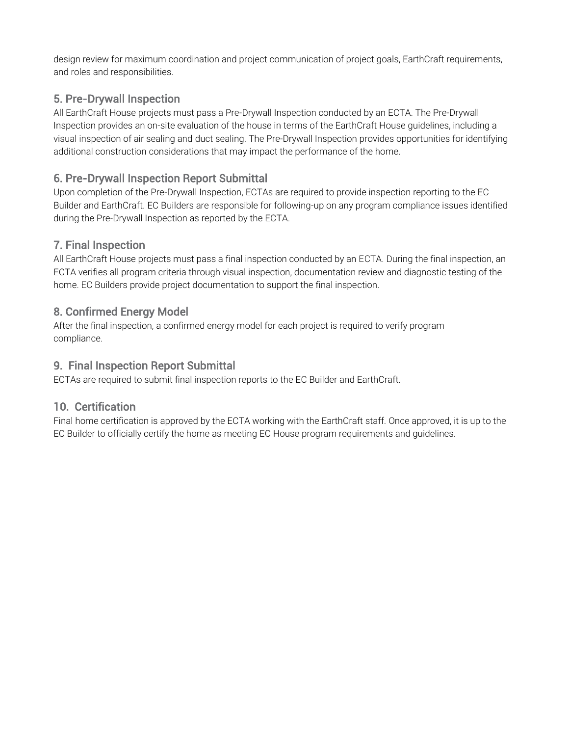design review for maximum coordination and project communication of project goals, EarthCraft requirements, and roles and responsibilities.

## 5. Pre-Drywall Inspection

All EarthCraft House projects must pass a Pre-Drywall Inspection conducted by an ECTA. The Pre-Drywall Inspection provides an on-site evaluation of the house in terms of the EarthCraft House guidelines, including a visual inspection of air sealing and duct sealing. The Pre-Drywall Inspection provides opportunities for identifying additional construction considerations that may impact the performance of the home.

## 6. Pre-Drywall Inspection Report Submittal

Upon completion of the Pre-Drywall Inspection, ECTAs are required to provide inspection reporting to the EC Builder and EarthCraft. EC Builders are responsible for following-up on any program compliance issues identified during the Pre-Drywall Inspection as reported by the ECTA.

## 7. Final Inspection

All EarthCraft House projects must pass a final inspection conducted by an ECTA. During the final inspection, an ECTA verifies all program criteria through visual inspection, documentation review and diagnostic testing of the home. EC Builders provide project documentation to support the final inspection.

## 8. Confirmed Energy Model

After the final inspection, a confirmed energy model for each project is required to verify program compliance.

## 9. Final Inspection Report Submittal

ECTAs are required to submit final inspection reports to the EC Builder and EarthCraft.

## 10. Certification

Final home certification is approved by the ECTA working with the EarthCraft staff. Once approved, it is up to the EC Builder to officially certify the home as meeting EC House program requirements and guidelines.